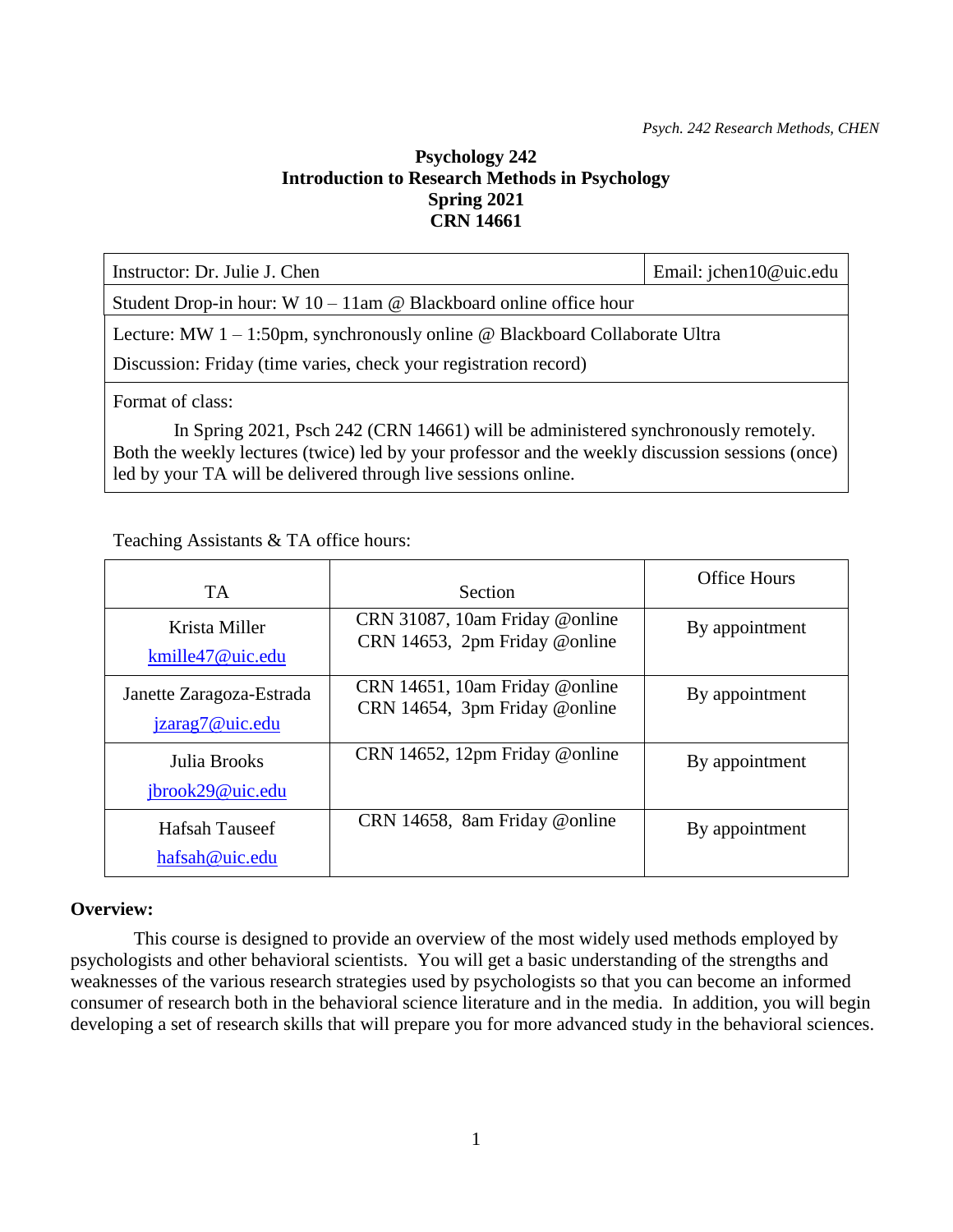# Psychology 242
## Introduction to Research Methods in Psychology
## Spring 2021
## CRN 14661

| | |
|---|---|
| Instructor: Dr. Julie J. Chen | Email: jchen10@uic.edu |
| Student Drop-in hour: W 10 – 11am @ Blackboard online office hour | |
| Lecture: MW 1 – 1:50pm, synchronously online @ Blackboard Collaborate Ultra<br>Discussion: Friday (time varies, check your registration record) | |
| Format of class:<br>In Spring 2021, Psch 242 (CRN 14661) will be administered synchronously remotely. Both the weekly lectures (twice) led by your professor and the weekly discussion sessions (once) led by your TA will be delivered through live sessions online. | |

Teaching Assistants & TA office hours:

| TA | Section | Office Hours |
|---|---|---|
| Krista Miller<br>kmille47@uic.edu | CRN 31087, 10am Friday @online<br>CRN 14653, 2pm Friday @online | By appointment |
| Janette Zaragoza-Estrada<br>jzarag7@uic.edu | CRN 14651, 10am Friday @online<br>CRN 14654, 3pm Friday @online | By appointment |
| Julia Brooks<br>jbrook29@uic.edu | CRN 14652, 12pm Friday @online | By appointment |
| Hafsah Tauseef<br>hafsah@uic.edu | CRN 14658, 8am Friday @online | By appointment |

**Overview:**

This course is designed to provide an overview of the most widely used methods employed by psychologists and other behavioral scientists. You will get a basic understanding of the strengths and weaknesses of the various research strategies used by psychologists so that you can become an informed consumer of research both in the behavioral science literature and in the media. In addition, you will begin developing a set of research skills that will prepare you for more advanced study in the behavioral sciences.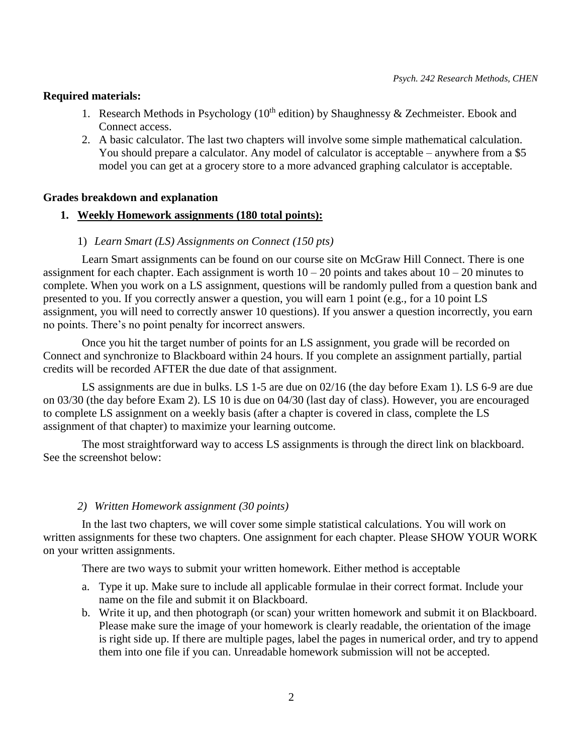**Required materials:**

1. Research Methods in Psychology (10th edition) by Shaughnessy & Zechmeister. Ebook and Connect access.
2. A basic calculator. The last two chapters will involve some simple mathematical calculation. You should prepare a calculator. Any model of calculator is acceptable – anywhere from a $5 model you can get at a grocery store to a more advanced graphing calculator is acceptable.

**Grades breakdown and explanation**

1. **Weekly Homework assignments (180 total points):**

   1) *Learn Smart (LS) Assignments on Connect (150 pts)*

Learn Smart assignments can be found on our course site on McGraw Hill Connect. There is one assignment for each chapter. Each assignment is worth 10 – 20 points and takes about 10 – 20 minutes to complete. When you work on a LS assignment, questions will be randomly pulled from a question bank and presented to you. If you correctly answer a question, you will earn 1 point (e.g., for a 10 point LS assignment, you will need to correctly answer 10 questions). If you answer a question incorrectly, you earn no points. There's no point penalty for incorrect answers.

Once you hit the target number of points for an LS assignment, you grade will be recorded on Connect and synchronize to Blackboard within 24 hours. If you complete an assignment partially, partial credits will be recorded AFTER the due date of that assignment.

LS assignments are due in bulks. LS 1-5 are due on 02/16 (the day before Exam 1). LS 6-9 are due on 03/30 (the day before Exam 2). LS 10 is due on 04/30 (last day of class). However, you are encouraged to complete LS assignment on a weekly basis (after a chapter is covered in class, complete the LS assignment of that chapter) to maximize your learning outcome.

The most straightforward way to access LS assignments is through the direct link on blackboard. See the screenshot below:

   2) *Written Homework assignment (30 points)*

In the last two chapters, we will cover some simple statistical calculations. You will work on written assignments for these two chapters. One assignment for each chapter. Please SHOW YOUR WORK on your written assignments.

There are two ways to submit your written homework. Either method is acceptable

a. Type it up. Make sure to include all applicable formulae in their correct format. Include your name on the file and submit it on Blackboard.
b. Write it up, and then photograph (or scan) your written homework and submit it on Blackboard. Please make sure the image of your homework is clearly readable, the orientation of the image is right side up. If there are multiple pages, label the pages in numerical order, and try to append them into one file if you can. Unreadable homework submission will not be accepted.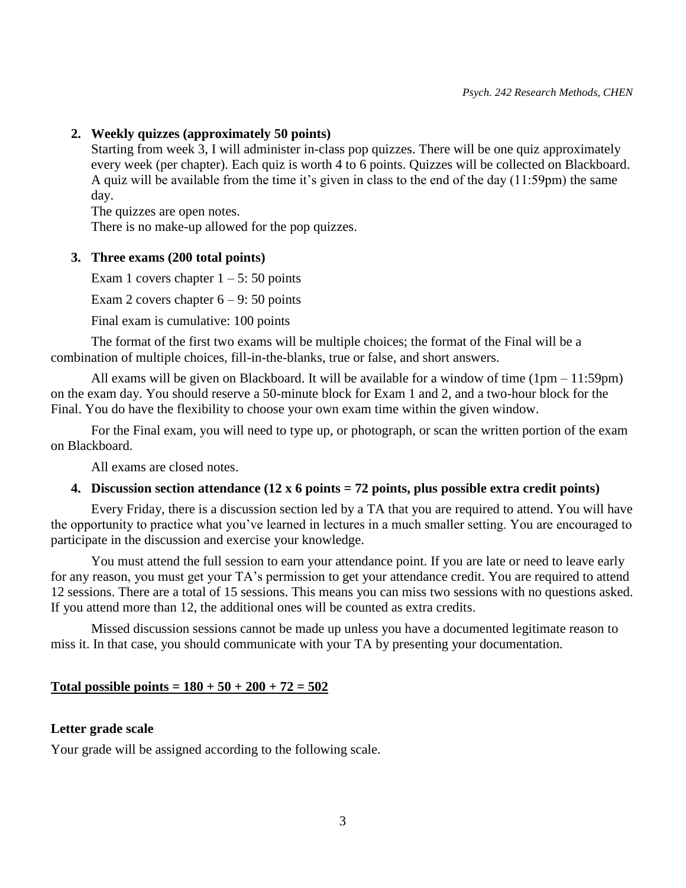2. **Weekly quizzes (approximately 50 points)**
   Starting from week 3, I will administer in-class pop quizzes. There will be one quiz approximately every week (per chapter). Each quiz is worth 4 to 6 points. Quizzes will be collected on Blackboard. A quiz will be available from the time it's given in class to the end of the day (11:59pm) the same day.
   The quizzes are open notes.
   There is no make-up allowed for the pop quizzes.

3. **Three exams (200 total points)**

   Exam 1 covers chapter 1 – 5: 50 points

   Exam 2 covers chapter 6 – 9: 50 points

   Final exam is cumulative: 100 points

The format of the first two exams will be multiple choices; the format of the Final will be a combination of multiple choices, fill-in-the-blanks, true or false, and short answers.

All exams will be given on Blackboard. It will be available for a window of time (1pm – 11:59pm) on the exam day. You should reserve a 50-minute block for Exam 1 and 2, and a two-hour block for the Final. You do have the flexibility to choose your own exam time within the given window.

For the Final exam, you will need to type up, or photograph, or scan the written portion of the exam on Blackboard.

All exams are closed notes.

4. **Discussion section attendance (12 x 6 points = 72 points, plus possible extra credit points)**

Every Friday, there is a discussion section led by a TA that you are required to attend. You will have the opportunity to practice what you've learned in lectures in a much smaller setting. You are encouraged to participate in the discussion and exercise your knowledge.

You must attend the full session to earn your attendance point. If you are late or need to leave early for any reason, you must get your TA's permission to get your attendance credit. You are required to attend 12 sessions. There are a total of 15 sessions. This means you can miss two sessions with no questions asked. If you attend more than 12, the additional ones will be counted as extra credits.

Missed discussion sessions cannot be made up unless you have a documented legitimate reason to miss it. In that case, you should communicate with your TA by presenting your documentation.

**<u>Total possible points = 180 + 50 + 200 + 72 = 502</u>**

**Letter grade scale**

Your grade will be assigned according to the following scale.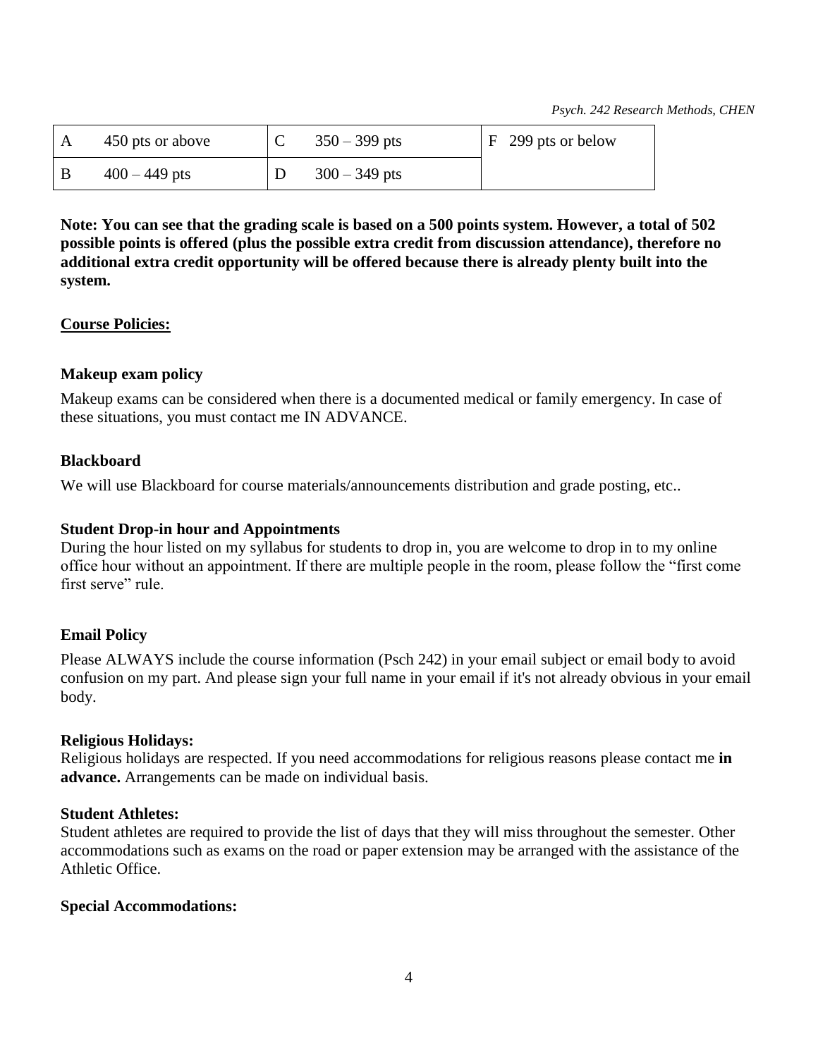| | | | | | |
|---|---|---|---|---|---|
| A | 450 pts or above | C | 350 – 399 pts | F | 299 pts or below |
| B | 400 – 449 pts | D | 300 – 349 pts | | |

**Note: You can see that the grading scale is based on a 500 points system. However, a total of 502 possible points is offered (plus the possible extra credit from discussion attendance), therefore no additional extra credit opportunity will be offered because there is already plenty built into the system.**

**Course Policies:**

**Makeup exam policy**

Makeup exams can be considered when there is a documented medical or family emergency. In case of these situations, you must contact me IN ADVANCE.

**Blackboard**

We will use Blackboard for course materials/announcements distribution and grade posting, etc..

**Student Drop-in hour and Appointments**

During the hour listed on my syllabus for students to drop in, you are welcome to drop in to my online office hour without an appointment. If there are multiple people in the room, please follow the "first come first serve" rule.

**Email Policy**

Please ALWAYS include the course information (Psch 242) in your email subject or email body to avoid confusion on my part. And please sign your full name in your email if it's not already obvious in your email body.

**Religious Holidays:**

Religious holidays are respected. If you need accommodations for religious reasons please contact me **in advance.** Arrangements can be made on individual basis.

**Student Athletes:**

Student athletes are required to provide the list of days that they will miss throughout the semester. Other accommodations such as exams on the road or paper extension may be arranged with the assistance of the Athletic Office.

**Special Accommodations:**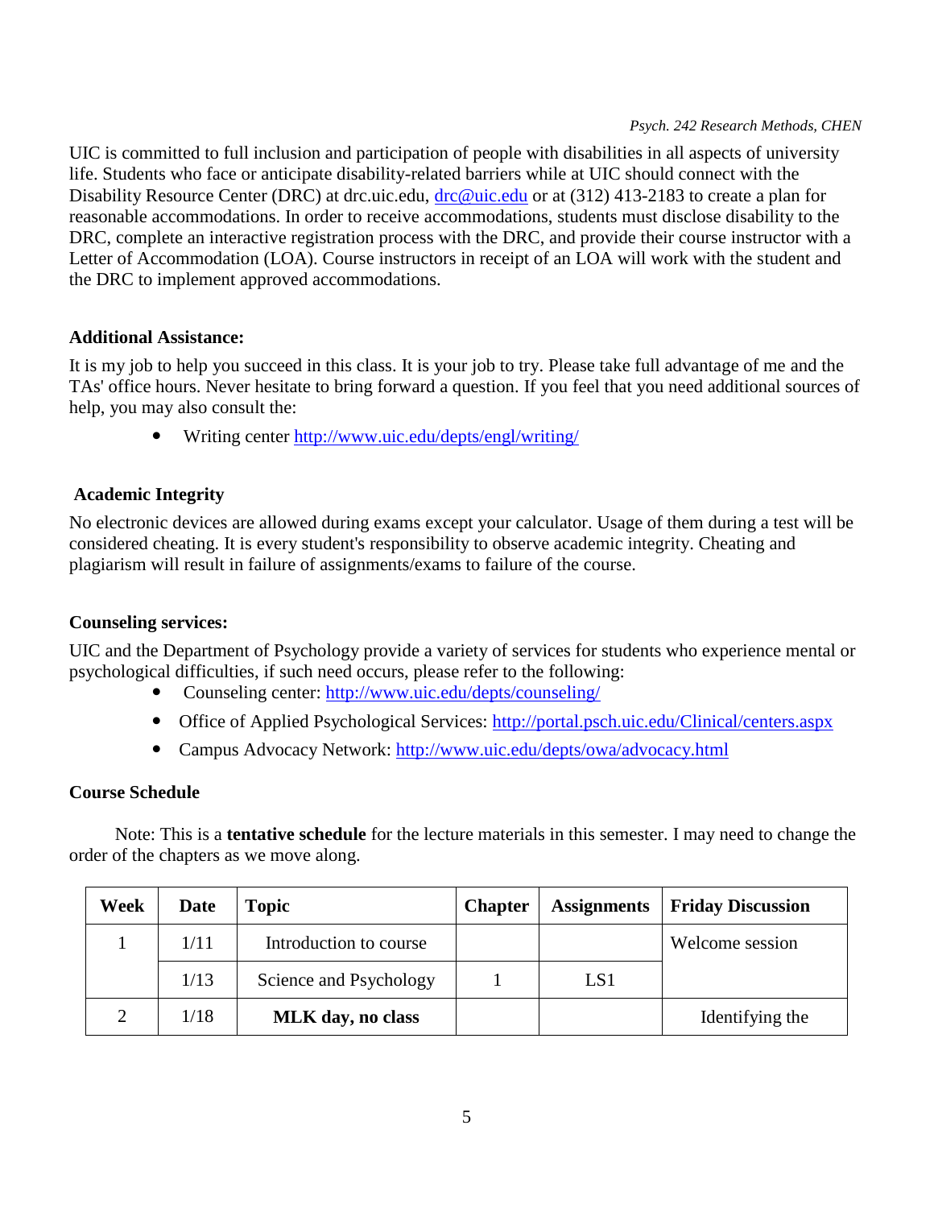UIC is committed to full inclusion and participation of people with disabilities in all aspects of university life. Students who face or anticipate disability-related barriers while at UIC should connect with the Disability Resource Center (DRC) at drc.uic.edu, drc@uic.edu or at (312) 413-2183 to create a plan for reasonable accommodations. In order to receive accommodations, students must disclose disability to the DRC, complete an interactive registration process with the DRC, and provide their course instructor with a Letter of Accommodation (LOA). Course instructors in receipt of an LOA will work with the student and the DRC to implement approved accommodations.

### Additional Assistance:

It is my job to help you succeed in this class. It is your job to try. Please take full advantage of me and the TAs' office hours. Never hesitate to bring forward a question. If you feel that you need additional sources of help, you may also consult the:

- Writing center http://www.uic.edu/depts/engl/writing/

### Academic Integrity

No electronic devices are allowed during exams except your calculator. Usage of them during a test will be considered cheating. It is every student's responsibility to observe academic integrity. Cheating and plagiarism will result in failure of assignments/exams to failure of the course.

### Counseling services:

UIC and the Department of Psychology provide a variety of services for students who experience mental or psychological difficulties, if such need occurs, please refer to the following:

- Counseling center: http://www.uic.edu/depts/counseling/
- Office of Applied Psychological Services: http://portal.psch.uic.edu/Clinical/centers.aspx
- Campus Advocacy Network: http://www.uic.edu/depts/owa/advocacy.html

### Course Schedule

Note: This is a **tentative schedule** for the lecture materials in this semester. I may need to change the order of the chapters as we move along.

| Week | Date | Topic | Chapter | Assignments | Friday Discussion |
|---|---|---|---|---|---|
| 1 | 1/11 | Introduction to course | | | Welcome session |
| | 1/13 | Science and Psychology | 1 | LS1 | |
| 2 | 1/18 | **MLK day, no class** | | | Identifying the |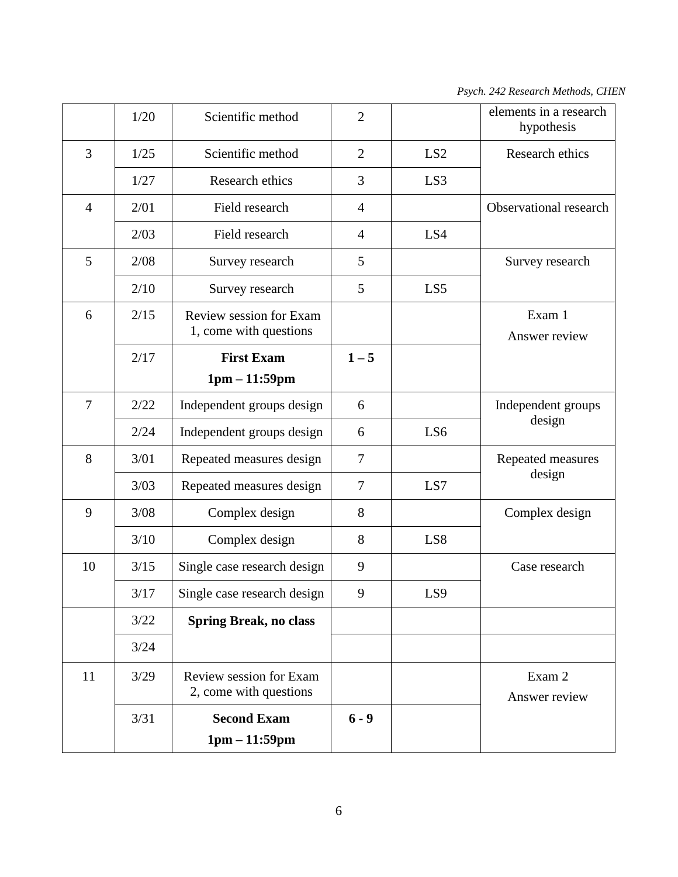| | | | | | |
|---|---|---|---|---|---|
| | 1/20 | Scientific method | 2 | | elements in a research hypothesis |
| 3 | 1/25 | Scientific method | 2 | LS2 | Research ethics |
| | 1/27 | Research ethics | 3 | LS3 | |
| 4 | 2/01 | Field research | 4 | | Observational research |
| | 2/03 | Field research | 4 | LS4 | |
| 5 | 2/08 | Survey research | 5 | | Survey research |
| | 2/10 | Survey research | 5 | LS5 | |
| 6 | 2/15 | Review session for Exam 1, come with questions | | | Exam 1 Answer review |
| | 2/17 | **First Exam 1pm – 11:59pm** | **1 – 5** | | |
| 7 | 2/22 | Independent groups design | 6 | | Independent groups design |
| | 2/24 | Independent groups design | 6 | LS6 | |
| 8 | 3/01 | Repeated measures design | 7 | | Repeated measures design |
| | 3/03 | Repeated measures design | 7 | LS7 | |
| 9 | 3/08 | Complex design | 8 | | Complex design |
| | 3/10 | Complex design | 8 | LS8 | |
| 10 | 3/15 | Single case research design | 9 | | Case research |
| | 3/17 | Single case research design | 9 | LS9 | |
| | 3/22 | **Spring Break, no class** | | | |
| | 3/24 | | | | |
| 11 | 3/29 | Review session for Exam 2, come with questions | | | Exam 2 Answer review |
| | 3/31 | **Second Exam 1pm – 11:59pm** | **6 - 9** | | |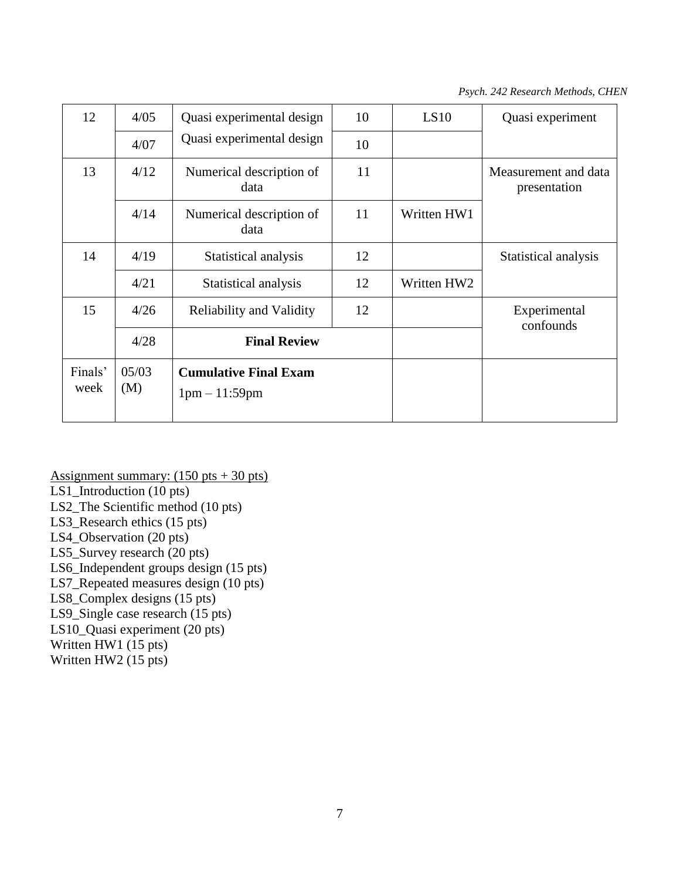| | | | | | |
|---|---|---|---|---|---|
| 12 | 4/05 | Quasi experimental design | 10 | LS10 | Quasi experiment |
| | 4/07 | Quasi experimental design | 10 | | |
| 13 | 4/12 | Numerical description of data | 11 | | Measurement and data presentation |
| | 4/14 | Numerical description of data | 11 | Written HW1 | |
| 14 | 4/19 | Statistical analysis | 12 | | Statistical analysis |
| | 4/21 | Statistical analysis | 12 | Written HW2 | |
| 15 | 4/26 | Reliability and Validity | 12 | | Experimental confounds |
| | 4/28 | **Final Review** | | | |
| Finals' week | 05/03 (M) | **Cumulative Final Exam** 1pm – 11:59pm | | | |

Assignment summary: (150 pts + 30 pts)

LS1_Introduction (10 pts)
LS2_The Scientific method (10 pts)
LS3_Research ethics (15 pts)
LS4_Observation (20 pts)
LS5_Survey research (20 pts)
LS6_Independent groups design (15 pts)
LS7_Repeated measures design (10 pts)
LS8_Complex designs (15 pts)
LS9_Single case research (15 pts)
LS10_Quasi experiment (20 pts)
Written HW1 (15 pts)
Written HW2 (15 pts)